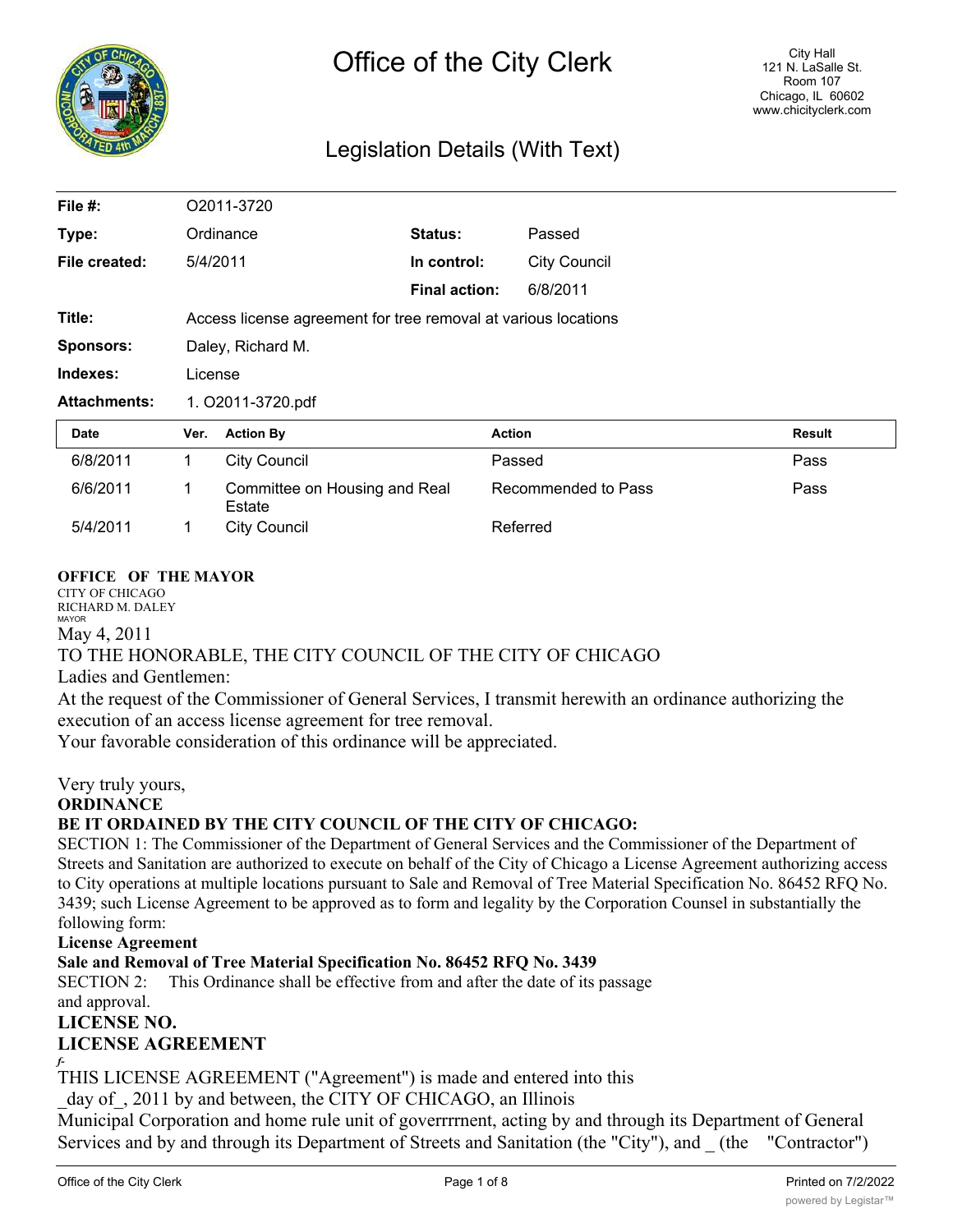# Office of the City Clerk

City Hall
121 N. LaSalle St.
Room 107
Chicago, IL 60602
www.chicityclerk.com

## Legislation Details (With Text)

| | | | |
|---|---|---|---|
| **File #:** | O2011-3720 | | |
| **Type:** | Ordinance | **Status:** | Passed |
| **File created:** | 5/4/2011 | **In control:** | City Council |
| | | **Final action:** | 6/8/2011 |
| **Title:** | Access license agreement for tree removal at various locations | | |
| **Sponsors:** | Daley, Richard M. | | |
| **Indexes:** | License | | |
| **Attachments:** | 1. O2011-3720.pdf | | |

| Date | Ver. | Action By | Action | Result |
|---|---|---|---|---|
| 6/8/2011 | 1 | City Council | Passed | Pass |
| 6/6/2011 | 1 | Committee on Housing and Real Estate | Recommended to Pass | Pass |
| 5/4/2011 | 1 | City Council | Referred | |

**OFFICE OF THE MAYOR**
CITY OF CHICAGO
RICHARD M. DALEY
MAYOR

May 4, 2011

TO THE HONORABLE, THE CITY COUNCIL OF THE CITY OF CHICAGO

Ladies and Gentlemen:

At the request of the Commissioner of General Services, I transmit herewith an ordinance authorizing the execution of an access license agreement for tree removal.

Your favorable consideration of this ordinance will be appreciated.

Very truly yours,

**ORDINANCE**

**BE IT ORDAINED BY THE CITY COUNCIL OF THE CITY OF CHICAGO:**

SECTION 1: The Commissioner of the Department of General Services and the Commissioner of the Department of Streets and Sanitation are authorized to execute on behalf of the City of Chicago a License Agreement authorizing access to City operations at multiple locations pursuant to Sale and Removal of Tree Material Specification No. 86452 RFQ No. 3439; such License Agreement to be approved as to form and legality by the Corporation Counsel in substantially the following form:

**License Agreement**

**Sale and Removal of Tree Material Specification No. 86452 RFQ No. 3439**

SECTION 2: This Ordinance shall be effective from and after the date of its passage and approval.

**LICENSE NO.**

**LICENSE AGREEMENT**

*f-*

THIS LICENSE AGREEMENT ("Agreement") is made and entered into this _day of_, 2011 by and between, the CITY OF CHICAGO, an Illinois Municipal Corporation and home rule unit of goverrrrnent, acting by and through its Department of General Services and by and through its Department of Streets and Sanitation (the "City"), and _ (the "Contractor")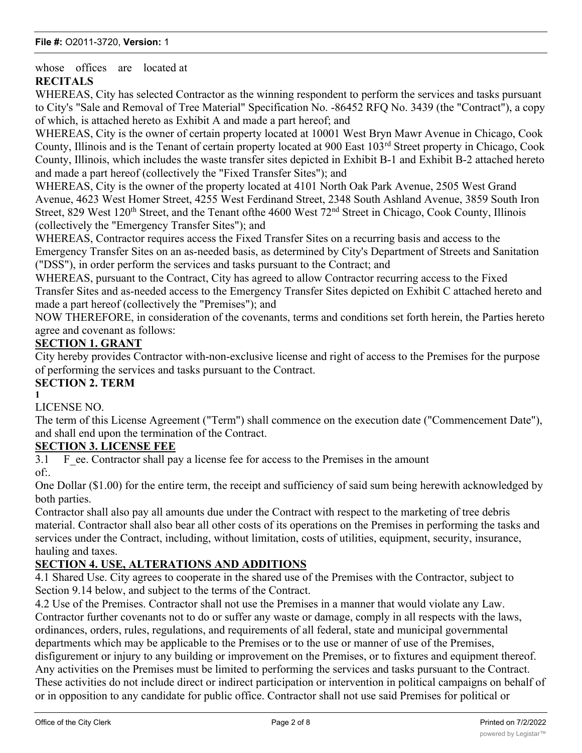whose offices are located at

**RECITALS**

WHEREAS, City has selected Contractor as the winning respondent to perform the services and tasks pursuant to City's "Sale and Removal of Tree Material" Specification No. -86452 RFQ No. 3439 (the "Contract"), a copy of which, is attached hereto as Exhibit A and made a part hereof; and

WHEREAS, City is the owner of certain property located at 10001 West Bryn Mawr Avenue in Chicago, Cook County, Illinois and is the Tenant of certain property located at 900 East 103rd Street property in Chicago, Cook County, Illinois, which includes the waste transfer sites depicted in Exhibit B-1 and Exhibit B-2 attached hereto and made a part hereof (collectively the "Fixed Transfer Sites"); and

WHEREAS, City is the owner of the property located at 4101 North Oak Park Avenue, 2505 West Grand Avenue, 4623 West Homer Street, 4255 West Ferdinand Street, 2348 South Ashland Avenue, 3859 South Iron Street, 829 West 120th Street, and the Tenant ofthe 4600 West 72nd Street in Chicago, Cook County, Illinois (collectively the "Emergency Transfer Sites"); and

WHEREAS, Contractor requires access the Fixed Transfer Sites on a recurring basis and access to the Emergency Transfer Sites on an as-needed basis, as determined by City's Department of Streets and Sanitation ("DSS"), in order perform the services and tasks pursuant to the Contract; and

WHEREAS, pursuant to the Contract, City has agreed to allow Contractor recurring access to the Fixed Transfer Sites and as-needed access to the Emergency Transfer Sites depicted on Exhibit C attached hereto and made a part hereof (collectively the "Premises"); and

NOW THEREFORE, in consideration of the covenants, terms and conditions set forth herein, the Parties hereto agree and covenant as follows:

**SECTION 1. GRANT**

City hereby provides Contractor with-non-exclusive license and right of access to the Premises for the purpose of performing the services and tasks pursuant to the Contract.

**SECTION 2. TERM**

1

LICENSE NO.

The term of this License Agreement ("Term") shall commence on the execution date ("Commencement Date"), and shall end upon the termination of the Contract.

**SECTION 3. LICENSE FEE**

3.1 F_ee. Contractor shall pay a license fee for access to the Premises in the amount of:.

One Dollar ($1.00) for the entire term, the receipt and sufficiency of said sum being herewith acknowledged by both parties.

Contractor shall also pay all amounts due under the Contract with respect to the marketing of tree debris material. Contractor shall also bear all other costs of its operations on the Premises in performing the tasks and services under the Contract, including, without limitation, costs of utilities, equipment, security, insurance, hauling and taxes.

**SECTION 4. USE, ALTERATIONS AND ADDITIONS**

4.1 Shared Use. City agrees to cooperate in the shared use of the Premises with the Contractor, subject to Section 9.14 below, and subject to the terms of the Contract.

4.2 Use of the Premises. Contractor shall not use the Premises in a manner that would violate any Law. Contractor further covenants not to do or suffer any waste or damage, comply in all respects with the laws, ordinances, orders, rules, regulations, and requirements of all federal, state and municipal governmental departments which may be applicable to the Premises or to the use or manner of use of the Premises, disfigurement or injury to any building or improvement on the Premises, or to fixtures and equipment thereof. Any activities on the Premises must be limited to performing the services and tasks pursuant to the Contract. These activities do not include direct or indirect participation or intervention in political campaigns on behalf of or in opposition to any candidate for public office. Contractor shall not use said Premises for political or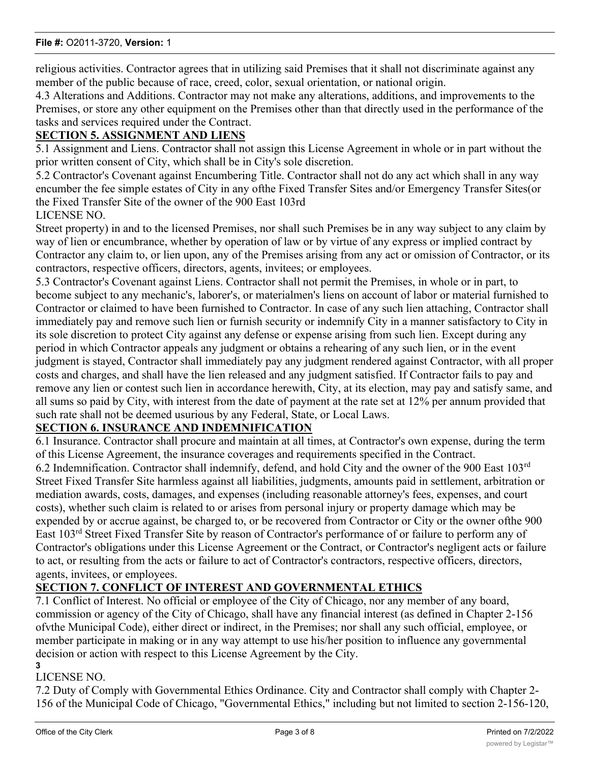religious activities. Contractor agrees that in utilizing said Premises that it shall not discriminate against any member of the public because of race, creed, color, sexual orientation, or national origin.

4.3 Alterations and Additions. Contractor may not make any alterations, additions, and improvements to the Premises, or store any other equipment on the Premises other than that directly used in the performance of the tasks and services required under the Contract.

## SECTION 5. ASSIGNMENT AND LIENS

5.1 Assignment and Liens. Contractor shall not assign this License Agreement in whole or in part without the prior written consent of City, which shall be in City's sole discretion.

5.2 Contractor's Covenant against Encumbering Title. Contractor shall not do any act which shall in any way encumber the fee simple estates of City in any ofthe Fixed Transfer Sites and/or Emergency Transfer Sites(or the Fixed Transfer Site of the owner of the 900 East 103rd

LICENSE NO.

Street property) in and to the licensed Premises, nor shall such Premises be in any way subject to any claim by way of lien or encumbrance, whether by operation of law or by virtue of any express or implied contract by Contractor any claim to, or lien upon, any of the Premises arising from any act or omission of Contractor, or its contractors, respective officers, directors, agents, invitees; or employees.

5.3 Contractor's Covenant against Liens. Contractor shall not permit the Premises, in whole or in part, to become subject to any mechanic's, laborer's, or materialmen's liens on account of labor or material furnished to Contractor or claimed to have been furnished to Contractor. In case of any such lien attaching, Contractor shall immediately pay and remove such lien or furnish security or indemnify City in a manner satisfactory to City in its sole discretion to protect City against any defense or expense arising from such lien. Except during any period in which Contractor appeals any judgment or obtains a rehearing of any such lien, or in the event judgment is stayed, Contractor shall immediately pay any judgment rendered against Contractor, with all proper costs and charges, and shall have the lien released and any judgment satisfied. If Contractor fails to pay and remove any lien or contest such lien in accordance herewith, City, at its election, may pay and satisfy same, and all sums so paid by City, with interest from the date of payment at the rate set at 12% per annum provided that such rate shall not be deemed usurious by any Federal, State, or Local Laws.

## SECTION 6. INSURANCE AND INDEMNIFICATION

6.1 Insurance. Contractor shall procure and maintain at all times, at Contractor's own expense, during the term of this License Agreement, the insurance coverages and requirements specified in the Contract.

6.2 Indemnification. Contractor shall indemnify, defend, and hold City and the owner of the 900 East 103rd Street Fixed Transfer Site harmless against all liabilities, judgments, amounts paid in settlement, arbitration or mediation awards, costs, damages, and expenses (including reasonable attorney's fees, expenses, and court costs), whether such claim is related to or arises from personal injury or property damage which may be expended by or accrue against, be charged to, or be recovered from Contractor or City or the owner ofthe 900 East 103rd Street Fixed Transfer Site by reason of Contractor's performance of or failure to perform any of Contractor's obligations under this License Agreement or the Contract, or Contractor's negligent acts or failure to act, or resulting from the acts or failure to act of Contractor's contractors, respective officers, directors, agents, invitees, or employees.

## SECTION 7. CONFLICT OF INTEREST AND GOVERNMENTAL ETHICS

7.1 Conflict of Interest. No official or employee of the City of Chicago, nor any member of any board, commission or agency of the City of Chicago, shall have any financial interest (as defined in Chapter 2-156 ofvthe Municipal Code), either direct or indirect, in the Premises; nor shall any such official, employee, or member participate in making or in any way attempt to use his/her position to influence any governmental decision or action with respect to this License Agreement by the City.

LICENSE NO.

7.2 Duty of Comply with Governmental Ethics Ordinance. City and Contractor shall comply with Chapter 2-156 of the Municipal Code of Chicago, "Governmental Ethics," including but not limited to section 2-156-120,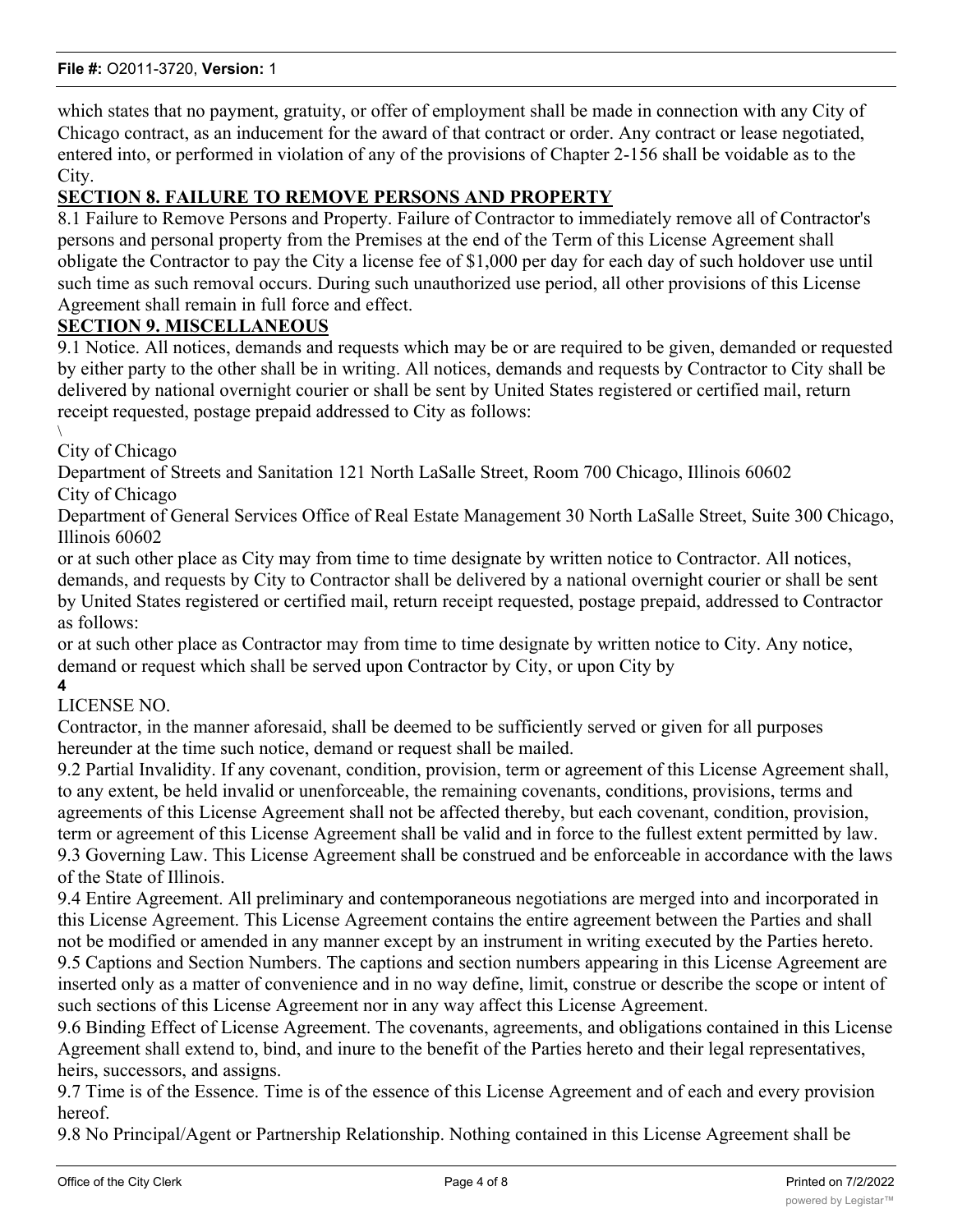which states that no payment, gratuity, or offer of employment shall be made in connection with any City of Chicago contract, as an inducement for the award of that contract or order. Any contract or lease negotiated, entered into, or performed in violation of any of the provisions of Chapter 2-156 shall be voidable as to the City.

**SECTION 8. FAILURE TO REMOVE PERSONS AND PROPERTY**

8.1 Failure to Remove Persons and Property. Failure of Contractor to immediately remove all of Contractor's persons and personal property from the Premises at the end of the Term of this License Agreement shall obligate the Contractor to pay the City a license fee of $1,000 per day for each day of such holdover use until such time as such removal occurs. During such unauthorized use period, all other provisions of this License Agreement shall remain in full force and effect.

**SECTION 9. MISCELLANEOUS**

9.1 Notice. All notices, demands and requests which may be or are required to be given, demanded or requested by either party to the other shall be in writing. All notices, demands and requests by Contractor to City shall be delivered by national overnight courier or shall be sent by United States registered or certified mail, return receipt requested, postage prepaid addressed to City as follows:

\

City of Chicago

Department of Streets and Sanitation 121 North LaSalle Street, Room 700 Chicago, Illinois 60602

City of Chicago

Department of General Services Office of Real Estate Management 30 North LaSalle Street, Suite 300 Chicago, Illinois 60602

or at such other place as City may from time to time designate by written notice to Contractor. All notices, demands, and requests by City to Contractor shall be delivered by a national overnight courier or shall be sent by United States registered or certified mail, return receipt requested, postage prepaid, addressed to Contractor as follows:

or at such other place as Contractor may from time to time designate by written notice to City. Any notice, demand or request which shall be served upon Contractor by City, or upon City by

**4**

LICENSE NO.

Contractor, in the manner aforesaid, shall be deemed to be sufficiently served or given for all purposes hereunder at the time such notice, demand or request shall be mailed.

9.2 Partial Invalidity. If any covenant, condition, provision, term or agreement of this License Agreement shall, to any extent, be held invalid or unenforceable, the remaining covenants, conditions, provisions, terms and agreements of this License Agreement shall not be affected thereby, but each covenant, condition, provision, term or agreement of this License Agreement shall be valid and in force to the fullest extent permitted by law.

9.3 Governing Law. This License Agreement shall be construed and be enforceable in accordance with the laws of the State of Illinois.

9.4 Entire Agreement. All preliminary and contemporaneous negotiations are merged into and incorporated in this License Agreement. This License Agreement contains the entire agreement between the Parties and shall not be modified or amended in any manner except by an instrument in writing executed by the Parties hereto.

9.5 Captions and Section Numbers. The captions and section numbers appearing in this License Agreement are inserted only as a matter of convenience and in no way define, limit, construe or describe the scope or intent of such sections of this License Agreement nor in any way affect this License Agreement.

9.6 Binding Effect of License Agreement. The covenants, agreements, and obligations contained in this License Agreement shall extend to, bind, and inure to the benefit of the Parties hereto and their legal representatives, heirs, successors, and assigns.

9.7 Time is of the Essence. Time is of the essence of this License Agreement and of each and every provision hereof.

9.8 No Principal/Agent or Partnership Relationship. Nothing contained in this License Agreement shall be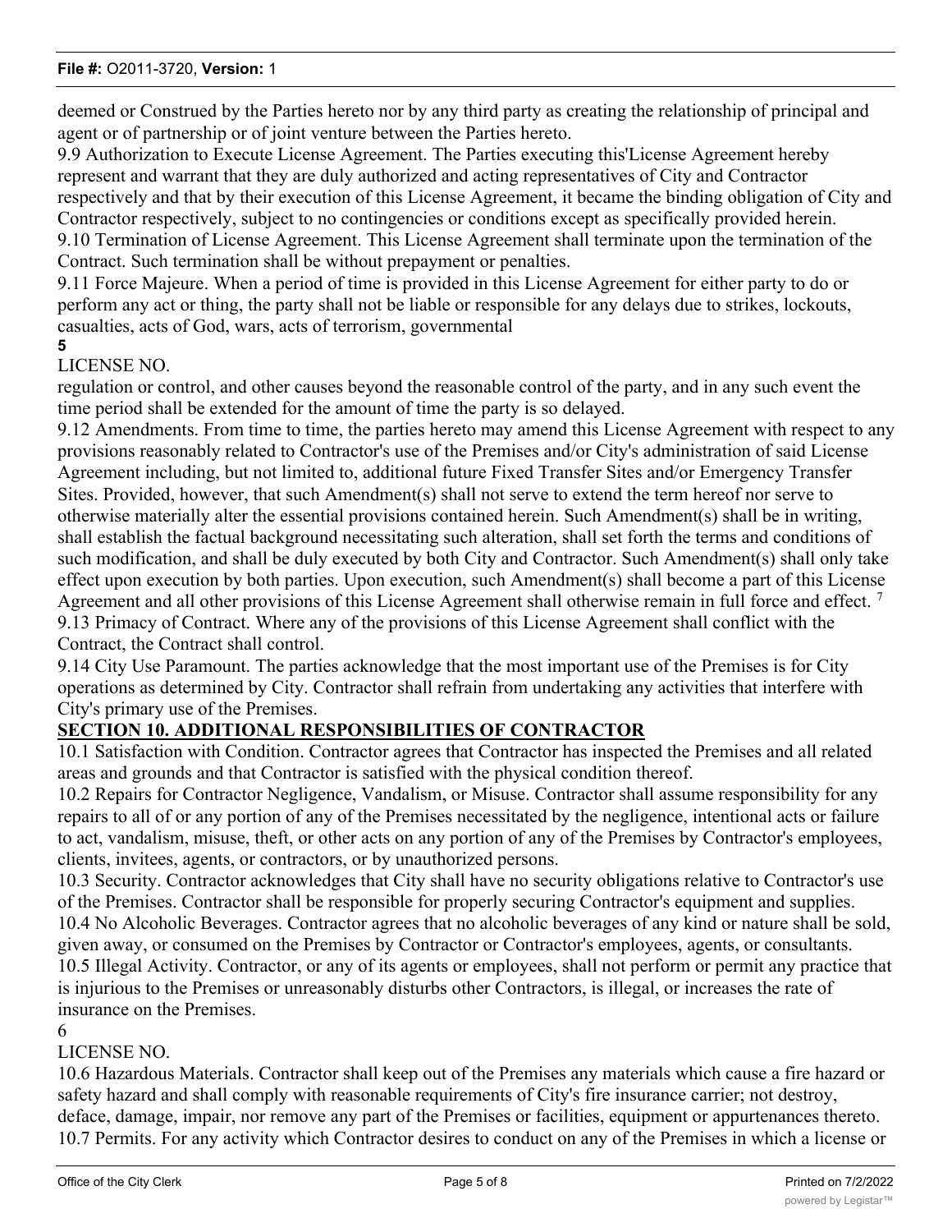deemed or Construed by the Parties hereto nor by any third party as creating the relationship of principal and agent or of partnership or of joint venture between the Parties hereto.

9.9 Authorization to Execute License Agreement. The Parties executing this'License Agreement hereby represent and warrant that they are duly authorized and acting representatives of City and Contractor respectively and that by their execution of this License Agreement, it became the binding obligation of City and Contractor respectively, subject to no contingencies or conditions except as specifically provided herein.

9.10 Termination of License Agreement. This License Agreement shall terminate upon the termination of the Contract. Such termination shall be without prepayment or penalties.

9.11 Force Majeure. When a period of time is provided in this License Agreement for either party to do or perform any act or thing, the party shall not be liable or responsible for any delays due to strikes, lockouts, casualties, acts of God, wars, acts of terrorism, governmental

**5**

LICENSE NO.

regulation or control, and other causes beyond the reasonable control of the party, and in any such event the time period shall be extended for the amount of time the party is so delayed.

9.12 Amendments. From time to time, the parties hereto may amend this License Agreement with respect to any provisions reasonably related to Contractor's use of the Premises and/or City's administration of said License Agreement including, but not limited to, additional future Fixed Transfer Sites and/or Emergency Transfer Sites. Provided, however, that such Amendment(s) shall not serve to extend the term hereof nor serve to otherwise materially alter the essential provisions contained herein. Such Amendment(s) shall be in writing, shall establish the factual background necessitating such alteration, shall set forth the terms and conditions of such modification, and shall be duly executed by both City and Contractor. Such Amendment(s) shall only take effect upon execution by both parties. Upon execution, such Amendment(s) shall become a part of this License Agreement and all other provisions of this License Agreement shall otherwise remain in full force and effect. [7]

9.13 Primacy of Contract. Where any of the provisions of this License Agreement shall conflict with the Contract, the Contract shall control.

9.14 City Use Paramount. The parties acknowledge that the most important use of the Premises is for City operations as determined by City. Contractor shall refrain from undertaking any activities that interfere with City's primary use of the Premises.

## SECTION 10. ADDITIONAL RESPONSIBILITIES OF CONTRACTOR

10.1 Satisfaction with Condition. Contractor agrees that Contractor has inspected the Premises and all related areas and grounds and that Contractor is satisfied with the physical condition thereof.

10.2 Repairs for Contractor Negligence, Vandalism, or Misuse. Contractor shall assume responsibility for any repairs to all of or any portion of any of the Premises necessitated by the negligence, intentional acts or failure to act, vandalism, misuse, theft, or other acts on any portion of any of the Premises by Contractor's employees, clients, invitees, agents, or contractors, or by unauthorized persons.

10.3 Security. Contractor acknowledges that City shall have no security obligations relative to Contractor's use of the Premises. Contractor shall be responsible for properly securing Contractor's equipment and supplies.

10.4 No Alcoholic Beverages. Contractor agrees that no alcoholic beverages of any kind or nature shall be sold, given away, or consumed on the Premises by Contractor or Contractor's employees, agents, or consultants.

10.5 Illegal Activity. Contractor, or any of its agents or employees, shall not perform or permit any practice that is injurious to the Premises or unreasonably disturbs other Contractors, is illegal, or increases the rate of insurance on the Premises.

6

LICENSE NO.

10.6 Hazardous Materials. Contractor shall keep out of the Premises any materials which cause a fire hazard or safety hazard and shall comply with reasonable requirements of City's fire insurance carrier; not destroy, deface, damage, impair, nor remove any part of the Premises or facilities, equipment or appurtenances thereto.

10.7 Permits. For any activity which Contractor desires to conduct on any of the Premises in which a license or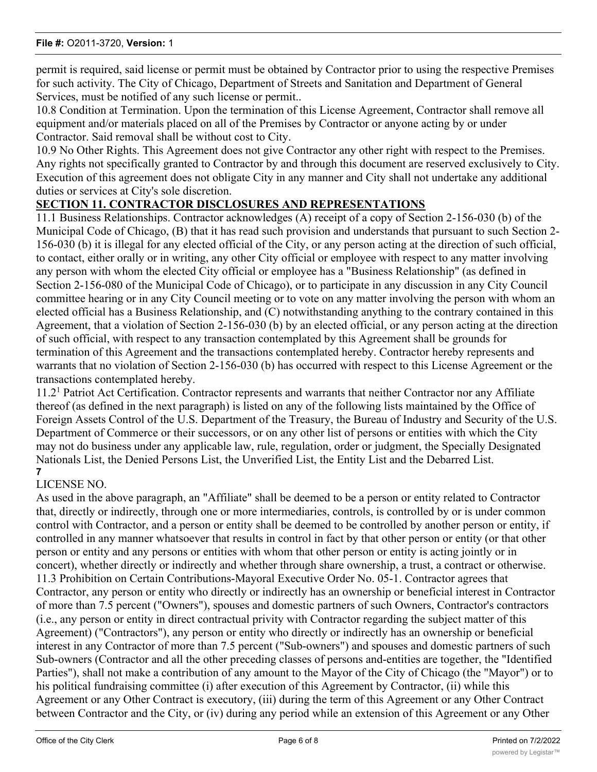permit is required, said license or permit must be obtained by Contractor prior to using the respective Premises for such activity. The City of Chicago, Department of Streets and Sanitation and Department of General Services, must be notified of any such license or permit..

10.8 Condition at Termination. Upon the termination of this License Agreement, Contractor shall remove all equipment and/or materials placed on all of the Premises by Contractor or anyone acting by or under Contractor. Said removal shall be without cost to City.

10.9 No Other Rights. This Agreement does not give Contractor any other right with respect to the Premises. Any rights not specifically granted to Contractor by and through this document are reserved exclusively to City. Execution of this agreement does not obligate City in any manner and City shall not undertake any additional duties or services at City's sole discretion.

**SECTION 11. CONTRACTOR DISCLOSURES AND REPRESENTATIONS**

11.1 Business Relationships. Contractor acknowledges (A) receipt of a copy of Section 2-156-030 (b) of the Municipal Code of Chicago, (B) that it has read such provision and understands that pursuant to such Section 2-156-030 (b) it is illegal for any elected official of the City, or any person acting at the direction of such official, to contact, either orally or in writing, any other City official or employee with respect to any matter involving any person with whom the elected City official or employee has a "Business Relationship" (as defined in Section 2-156-080 of the Municipal Code of Chicago), or to participate in any discussion in any City Council committee hearing or in any City Council meeting or to vote on any matter involving the person with whom an elected official has a Business Relationship, and (C) notwithstanding anything to the contrary contained in this Agreement, that a violation of Section 2-156-030 (b) by an elected official, or any person acting at the direction of such official, with respect to any transaction contemplated by this Agreement shall be grounds for termination of this Agreement and the transactions contemplated hereby. Contractor hereby represents and warrants that no violation of Section 2-156-030 (b) has occurred with respect to this License Agreement or the transactions contemplated hereby.

11.2[1] Patriot Act Certification. Contractor represents and warrants that neither Contractor nor any Affiliate thereof (as defined in the next paragraph) is listed on any of the following lists maintained by the Office of Foreign Assets Control of the U.S. Department of the Treasury, the Bureau of Industry and Security of the U.S. Department of Commerce or their successors, or on any other list of persons or entities with which the City may not do business under any applicable law, rule, regulation, order or judgment, the Specially Designated Nationals List, the Denied Persons List, the Unverified List, the Entity List and the Debarred List.

**7**

LICENSE NO.

As used in the above paragraph, an "Affiliate" shall be deemed to be a person or entity related to Contractor that, directly or indirectly, through one or more intermediaries, controls, is controlled by or is under common control with Contractor, and a person or entity shall be deemed to be controlled by another person or entity, if controlled in any manner whatsoever that results in control in fact by that other person or entity (or that other person or entity and any persons or entities with whom that other person or entity is acting jointly or in concert), whether directly or indirectly and whether through share ownership, a trust, a contract or otherwise.

11.3 Prohibition on Certain Contributions-Mayoral Executive Order No. 05-1. Contractor agrees that Contractor, any person or entity who directly or indirectly has an ownership or beneficial interest in Contractor of more than 7.5 percent ("Owners"), spouses and domestic partners of such Owners, Contractor's contractors (i.e., any person or entity in direct contractual privity with Contractor regarding the subject matter of this Agreement) ("Contractors"), any person or entity who directly or indirectly has an ownership or beneficial interest in any Contractor of more than 7.5 percent ("Sub-owners") and spouses and domestic partners of such Sub-owners (Contractor and all the other preceding classes of persons and-entities are together, the "Identified Parties"), shall not make a contribution of any amount to the Mayor of the City of Chicago (the "Mayor") or to his political fundraising committee (i) after execution of this Agreement by Contractor, (ii) while this Agreement or any Other Contract is executory, (iii) during the term of this Agreement or any Other Contract between Contractor and the City, or (iv) during any period while an extension of this Agreement or any Other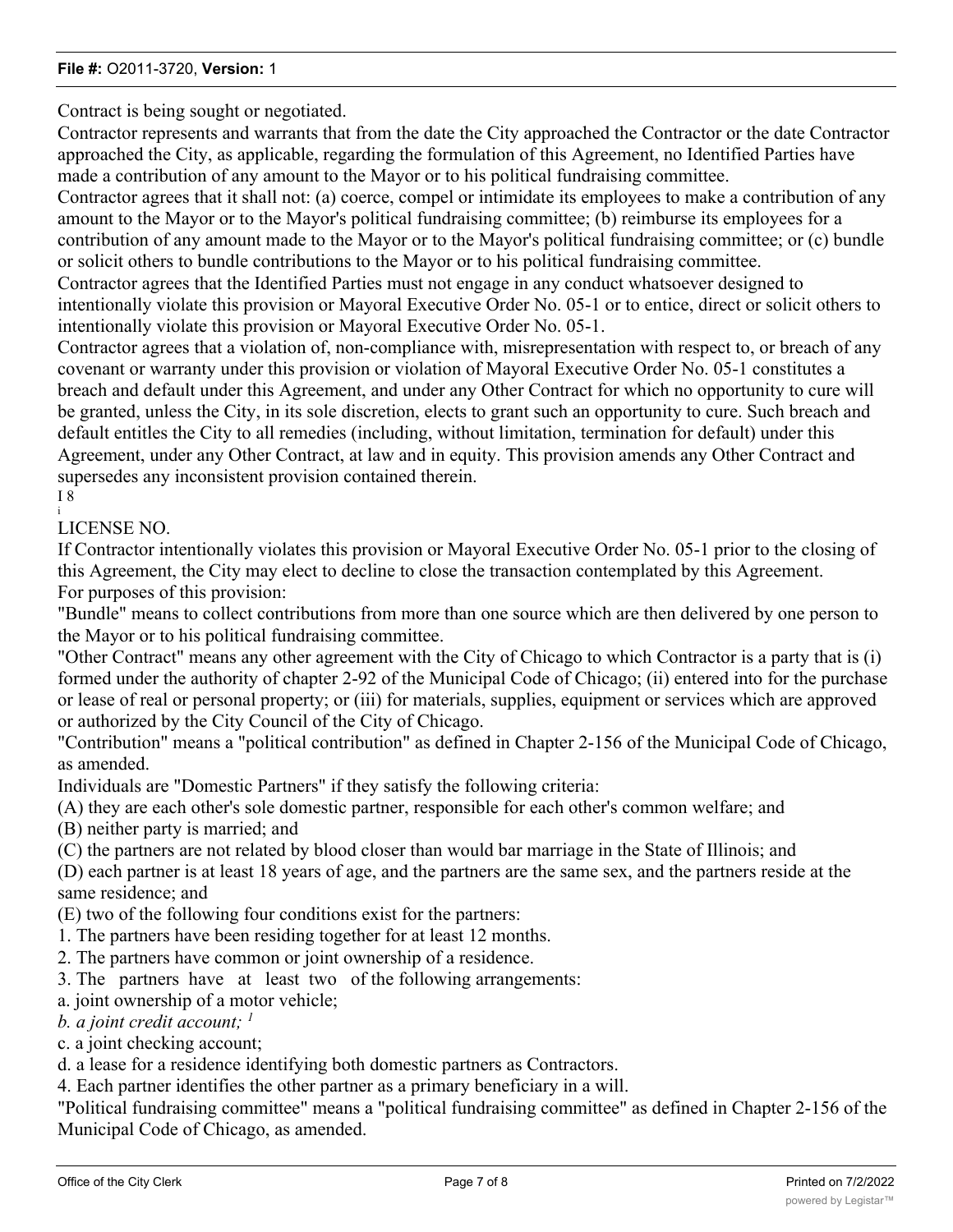Contract is being sought or negotiated.

Contractor represents and warrants that from the date the City approached the Contractor or the date Contractor approached the City, as applicable, regarding the formulation of this Agreement, no Identified Parties have made a contribution of any amount to the Mayor or to his political fundraising committee.

Contractor agrees that it shall not: (a) coerce, compel or intimidate its employees to make a contribution of any amount to the Mayor or to the Mayor's political fundraising committee; (b) reimburse its employees for a contribution of any amount made to the Mayor or to the Mayor's political fundraising committee; or (c) bundle or solicit others to bundle contributions to the Mayor or to his political fundraising committee.

Contractor agrees that the Identified Parties must not engage in any conduct whatsoever designed to intentionally violate this provision or Mayoral Executive Order No. 05-1 or to entice, direct or solicit others to intentionally violate this provision or Mayoral Executive Order No. 05-1.

Contractor agrees that a violation of, non-compliance with, misrepresentation with respect to, or breach of any covenant or warranty under this provision or violation of Mayoral Executive Order No. 05-1 constitutes a breach and default under this Agreement, and under any Other Contract for which no opportunity to cure will be granted, unless the City, in its sole discretion, elects to grant such an opportunity to cure. Such breach and default entitles the City to all remedies (including, without limitation, termination for default) under this Agreement, under any Other Contract, at law and in equity. This provision amends any Other Contract and supersedes any inconsistent provision contained therein.

I 8

i

LICENSE NO.

If Contractor intentionally violates this provision or Mayoral Executive Order No. 05-1 prior to the closing of this Agreement, the City may elect to decline to close the transaction contemplated by this Agreement.

For purposes of this provision:

"Bundle" means to collect contributions from more than one source which are then delivered by one person to the Mayor or to his political fundraising committee.

"Other Contract" means any other agreement with the City of Chicago to which Contractor is a party that is (i) formed under the authority of chapter 2-92 of the Municipal Code of Chicago; (ii) entered into for the purchase or lease of real or personal property; or (iii) for materials, supplies, equipment or services which are approved or authorized by the City Council of the City of Chicago.

"Contribution" means a "political contribution" as defined in Chapter 2-156 of the Municipal Code of Chicago, as amended.

Individuals are "Domestic Partners" if they satisfy the following criteria:

(A) they are each other's sole domestic partner, responsible for each other's common welfare; and

(B) neither party is married; and

(C) the partners are not related by blood closer than would bar marriage in the State of Illinois; and

(D) each partner is at least 18 years of age, and the partners are the same sex, and the partners reside at the same residence; and

(E) two of the following four conditions exist for the partners:

1. The partners have been residing together for at least 12 months.
2. The partners have common or joint ownership of a residence.
3. The partners have at least two of the following arrangements:

a. joint ownership of a motor vehicle;

*b. a joint credit account;* [1]

c. a joint checking account;

d. a lease for a residence identifying both domestic partners as Contractors.

4. Each partner identifies the other partner as a primary beneficiary in a will.

"Political fundraising committee" means a "political fundraising committee" as defined in Chapter 2-156 of the Municipal Code of Chicago, as amended.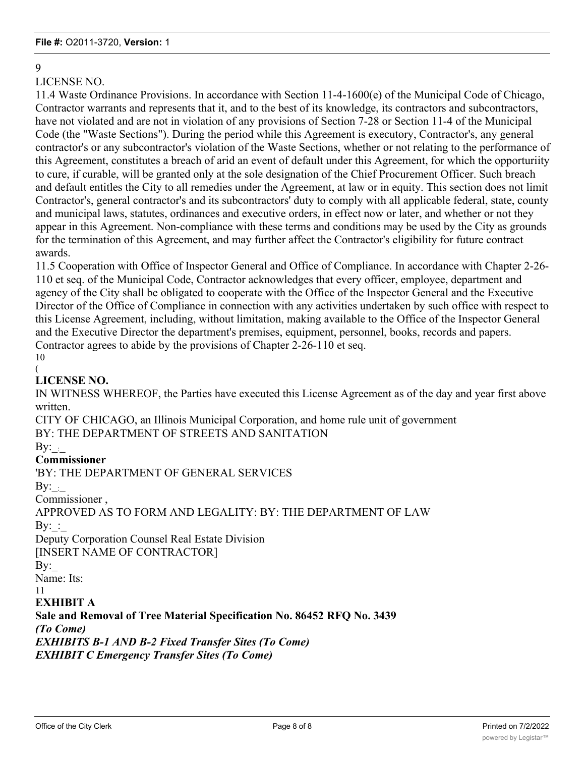9

LICENSE NO.

11.4 Waste Ordinance Provisions. In accordance with Section 11-4-1600(e) of the Municipal Code of Chicago, Contractor warrants and represents that it, and to the best of its knowledge, its contractors and subcontractors, have not violated and are not in violation of any provisions of Section 7-28 or Section 11-4 of the Municipal Code (the "Waste Sections"). During the period while this Agreement is executory, Contractor's, any general contractor's or any subcontractor's violation of the Waste Sections, whether or not relating to the performance of this Agreement, constitutes a breach of arid an event of default under this Agreement, for which the opportuniity to cure, if curable, will be granted only at the sole designation of the Chief Procurement Officer. Such breach and default entitles the City to all remedies under the Agreement, at law or in equity. This section does not limit Contractor's, general contractor's and its subcontractors' duty to comply with all applicable federal, state, county and municipal laws, statutes, ordinances and executive orders, in effect now or later, and whether or not they appear in this Agreement. Non-compliance with these terms and conditions may be used by the City as grounds for the termination of this Agreement, and may further affect the Contractor's eligibility for future contract awards.

11.5 Cooperation with Office of Inspector General and Office of Compliance. In accordance with Chapter 2-26-110 et seq. of the Municipal Code, Contractor acknowledges that every officer, employee, department and agency of the City shall be obligated to cooperate with the Office of the Inspector General and the Executive Director of the Office of Compliance in connection with any activities undertaken by such office with respect to this License Agreement, including, without limitation, making available to the Office of the Inspector General and the Executive Director the department's premises, equipment, personnel, books, records and papers. Contractor agrees to abide by the provisions of Chapter 2-26-110 et seq.

10

(

**LICENSE NO.**

IN WITNESS WHEREOF, the Parties have executed this License Agreement as of the day and year first above written.

CITY OF CHICAGO, an Illinois Municipal Corporation, and home rule unit of government

BY: THE DEPARTMENT OF STREETS AND SANITATION

By:_:_

**Commissioner**

'BY: THE DEPARTMENT OF GENERAL SERVICES

By:_:_

Commissioner ,

APPROVED AS TO FORM AND LEGALITY: BY: THE DEPARTMENT OF LAW

By:_:_

Deputy Corporation Counsel Real Estate Division

[INSERT NAME OF CONTRACTOR]

By:_

Name: Its:

11

**EXHIBIT A**

**Sale and Removal of Tree Material Specification No. 86452 RFQ No. 3439**

***(To Come)***

***EXHIBITS B-1 AND B-2 Fixed Transfer Sites (To Come)***

***EXHIBIT C Emergency Transfer Sites (To Come)***